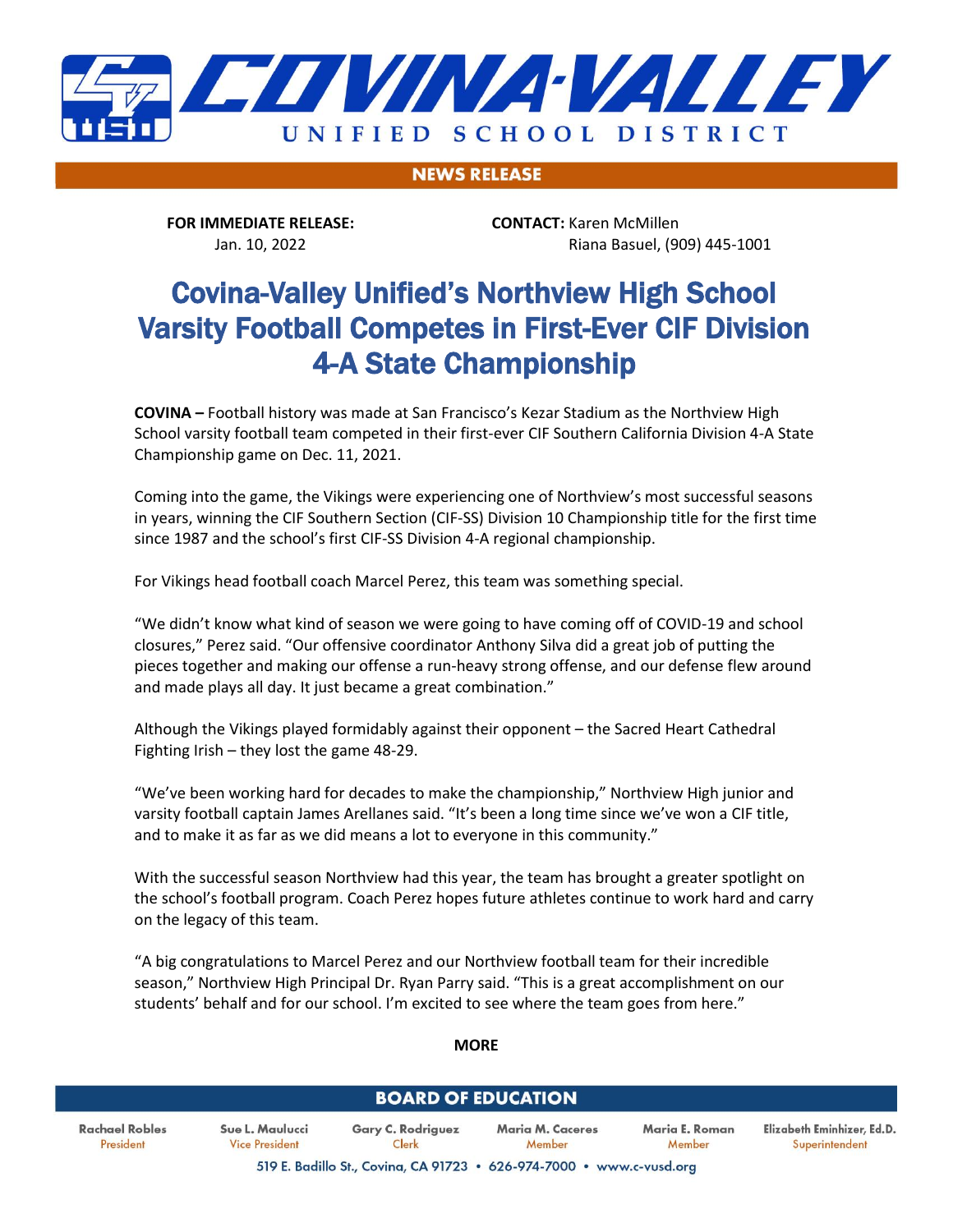# COVINA-VALLEY UNIFIED SCHOOL DISTRICT

**NEWS RELEASE**

**FOR IMMEDIATE RELEASE:**
Jan. 10, 2022

**CONTACT:** Karen McMillen
Riana Basuel, (909) 445-1001

# Covina-Valley Unified's Northview High School Varsity Football Competes in First-Ever CIF Division 4-A State Championship

**COVINA –** Football history was made at San Francisco's Kezar Stadium as the Northview High School varsity football team competed in their first-ever CIF Southern California Division 4-A State Championship game on Dec. 11, 2021.

Coming into the game, the Vikings were experiencing one of Northview's most successful seasons in years, winning the CIF Southern Section (CIF-SS) Division 10 Championship title for the first time since 1987 and the school's first CIF-SS Division 4-A regional championship.

For Vikings head football coach Marcel Perez, this team was something special.

"We didn't know what kind of season we were going to have coming off of COVID-19 and school closures," Perez said. "Our offensive coordinator Anthony Silva did a great job of putting the pieces together and making our offense a run-heavy strong offense, and our defense flew around and made plays all day. It just became a great combination."

Although the Vikings played formidably against their opponent – the Sacred Heart Cathedral Fighting Irish – they lost the game 48-29.

"We've been working hard for decades to make the championship," Northview High junior and varsity football captain James Arellanes said. "It's been a long time since we've won a CIF title, and to make it as far as we did means a lot to everyone in this community."

With the successful season Northview had this year, the team has brought a greater spotlight on the school's football program. Coach Perez hopes future athletes continue to work hard and carry on the legacy of this team.

"A big congratulations to Marcel Perez and our Northview football team for their incredible season," Northview High Principal Dr. Ryan Parry said. "This is a great accomplishment on our students' behalf and for our school. I'm excited to see where the team goes from here."

**MORE**

**BOARD OF EDUCATION**

| Rachael Robles | Sue L. Maulucci | Gary C. Rodriguez | Maria M. Caceres | Maria E. Roman | Elizabeth Eminhizer, Ed.D. |
| --- | --- | --- | --- | --- | --- |
| President | Vice President | Clerk | Member | Member | Superintendent |

519 E. Badillo St., Covina, CA 91723 • 626-974-7000 • www.c-vusd.org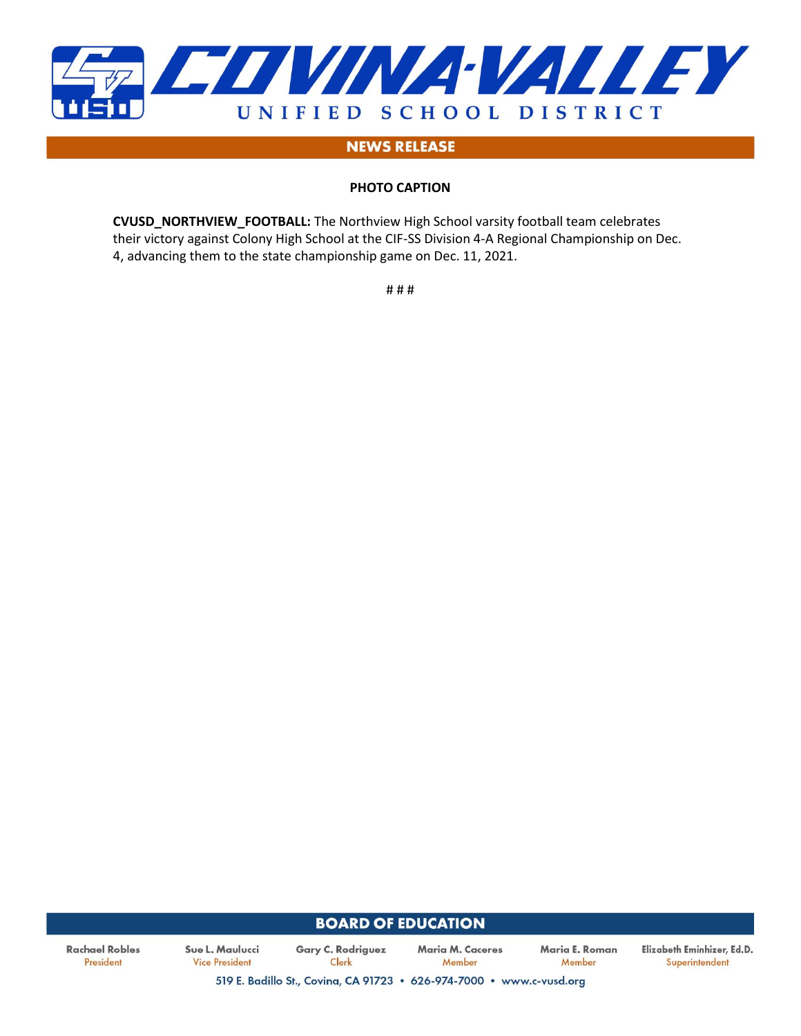# COVINA-VALLEY UNIFIED SCHOOL DISTRICT

## NEWS RELEASE

**PHOTO CAPTION**

**CVUSD_NORTHVIEW_FOOTBALL:** The Northview High School varsity football team celebrates their victory against Colony High School at the CIF-SS Division 4-A Regional Championship on Dec. 4, advancing them to the state championship game on Dec. 11, 2021.

# # #

**BOARD OF EDUCATION**

| Rachael Robles | Sue L. Maulucci | Gary C. Rodriguez | Maria M. Caceres | Maria E. Roman | Elizabeth Eminhizer, Ed.D. |
|---|---|---|---|---|---|
| President | Vice President | Clerk | Member | Member | Superintendent |

519 E. Badillo St., Covina, CA 91723 • 626-974-7000 • www.c-vusd.org